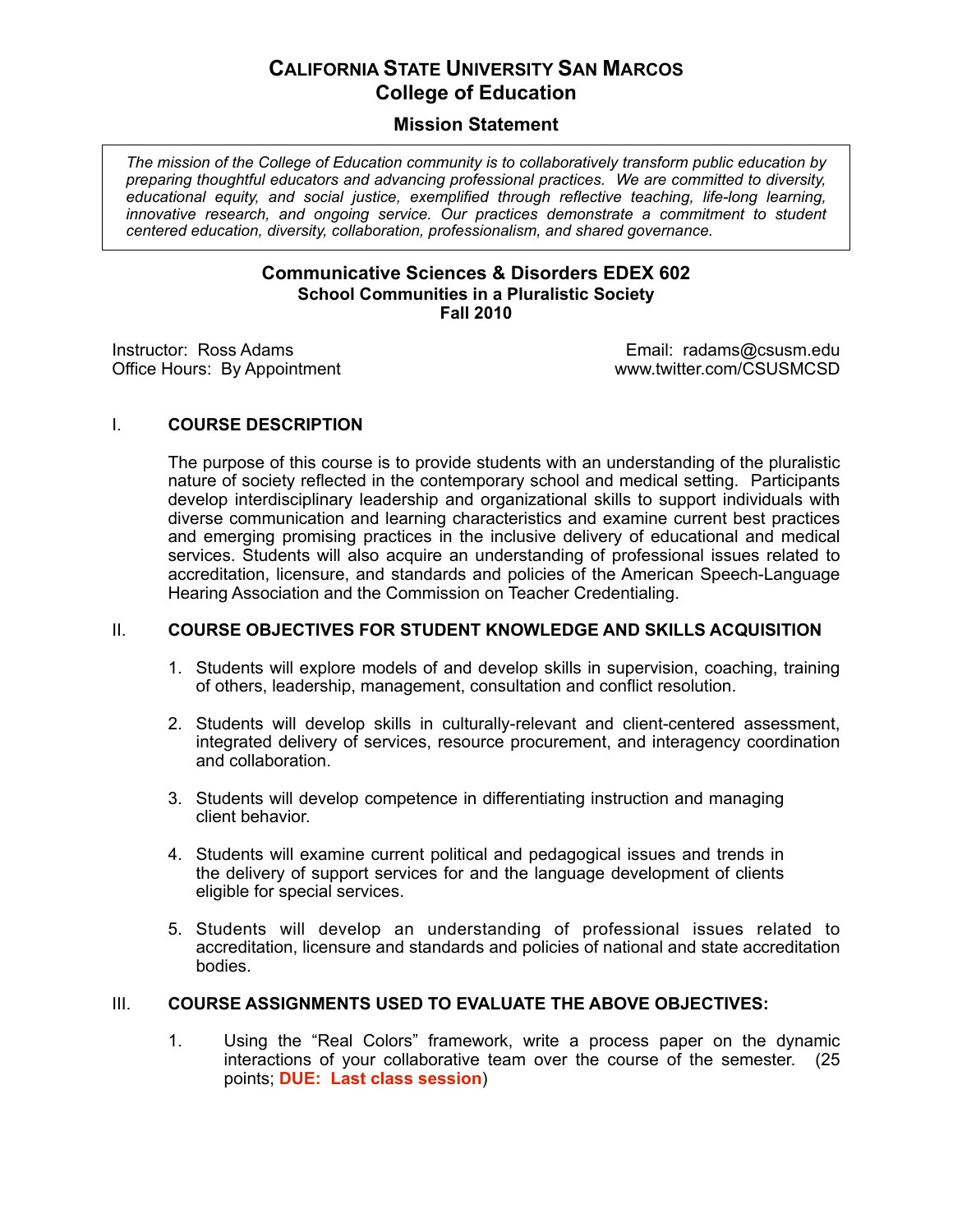# CALIFORNIA STATE UNIVERSITY SAN MARCOS
## College of Education

### Mission Statement

*The mission of the College of Education community is to collaboratively transform public education by preparing thoughtful educators and advancing professional practices. We are committed to diversity, educational equity, and social justice, exemplified through reflective teaching, life-long learning, innovative research, and ongoing service. Our practices demonstrate a commitment to student centered education, diversity, collaboration, professionalism, and shared governance.*

**Communicative Sciences & Disorders EDEX 602**
**School Communities in a Pluralistic Society**
**Fall 2010**

Instructor: Ross Adams
Office Hours: By Appointment

Email: radams@csusm.edu
www.twitter.com/CSUSMCSD

## I. COURSE DESCRIPTION

The purpose of this course is to provide students with an understanding of the pluralistic nature of society reflected in the contemporary school and medical setting. Participants develop interdisciplinary leadership and organizational skills to support individuals with diverse communication and learning characteristics and examine current best practices and emerging promising practices in the inclusive delivery of educational and medical services. Students will also acquire an understanding of professional issues related to accreditation, licensure, and standards and policies of the American Speech-Language Hearing Association and the Commission on Teacher Credentialing.

## II. COURSE OBJECTIVES FOR STUDENT KNOWLEDGE AND SKILLS ACQUISITION

1. Students will explore models of and develop skills in supervision, coaching, training of others, leadership, management, consultation and conflict resolution.

2. Students will develop skills in culturally-relevant and client-centered assessment, integrated delivery of services, resource procurement, and interagency coordination and collaboration.

3. Students will develop competence in differentiating instruction and managing client behavior.

4. Students will examine current political and pedagogical issues and trends in the delivery of support services for and the language development of clients eligible for special services.

5. Students will develop an understanding of professional issues related to accreditation, licensure and standards and policies of national and state accreditation bodies.

## III. COURSE ASSIGNMENTS USED TO EVALUATE THE ABOVE OBJECTIVES:

1. Using the "Real Colors" framework, write a process paper on the dynamic interactions of your collaborative team over the course of the semester. (25 points; **DUE: Last class session**)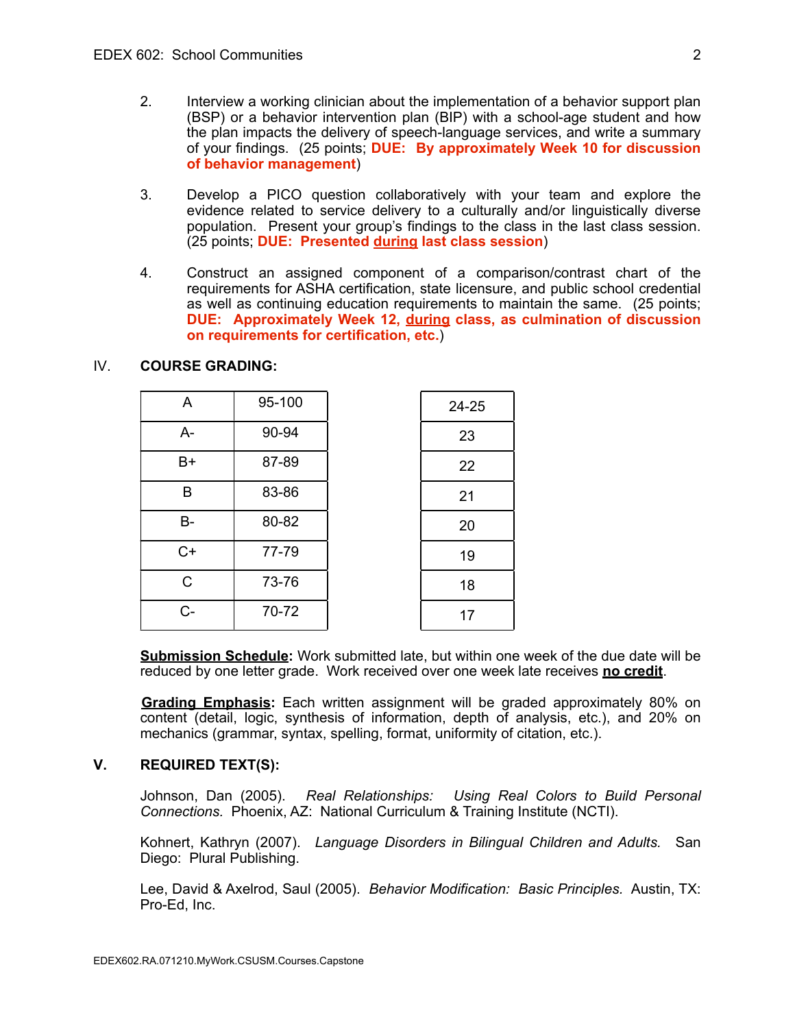2. Interview a working clinician about the implementation of a behavior support plan (BSP) or a behavior intervention plan (BIP) with a school-age student and how the plan impacts the delivery of speech-language services, and write a summary of your findings. (25 points; **DUE: By approximately Week 10 for discussion of behavior management**)

3. Develop a PICO question collaboratively with your team and explore the evidence related to service delivery to a culturally and/or linguistically diverse population. Present your group's findings to the class in the last class session. (25 points; **DUE: Presented <u>during</u> last class session**)

4. Construct an assigned component of a comparison/contrast chart of the requirements for ASHA certification, state licensure, and public school credential as well as continuing education requirements to maintain the same. (25 points; **DUE: Approximately Week 12, <u>during</u> class, as culmination of discussion on requirements for certification, etc.**)

## IV. COURSE GRADING:

| | | |
|---|---|---|
| A | 95-100 | 24-25 |
| A- | 90-94 | 23 |
| B+ | 87-89 | 22 |
| B | 83-86 | 21 |
| B- | 80-82 | 20 |
| C+ | 77-79 | 19 |
| C | 73-76 | 18 |
| C- | 70-72 | 17 |

**<u>Submission Schedule</u>:** Work submitted late, but within one week of the due date will be reduced by one letter grade. Work received over one week late receives **<u>no credit</u>**.

**<u>Grading Emphasis</u>:** Each written assignment will be graded approximately 80% on content (detail, logic, synthesis of information, depth of analysis, etc.), and 20% on mechanics (grammar, syntax, spelling, format, uniformity of citation, etc.).

## V. REQUIRED TEXT(S):

Johnson, Dan (2005). *Real Relationships: Using Real Colors to Build Personal Connections.* Phoenix, AZ: National Curriculum & Training Institute (NCTI).

Kohnert, Kathryn (2007). *Language Disorders in Bilingual Children and Adults.* San Diego: Plural Publishing.

Lee, David & Axelrod, Saul (2005). *Behavior Modification: Basic Principles.* Austin, TX: Pro-Ed, Inc.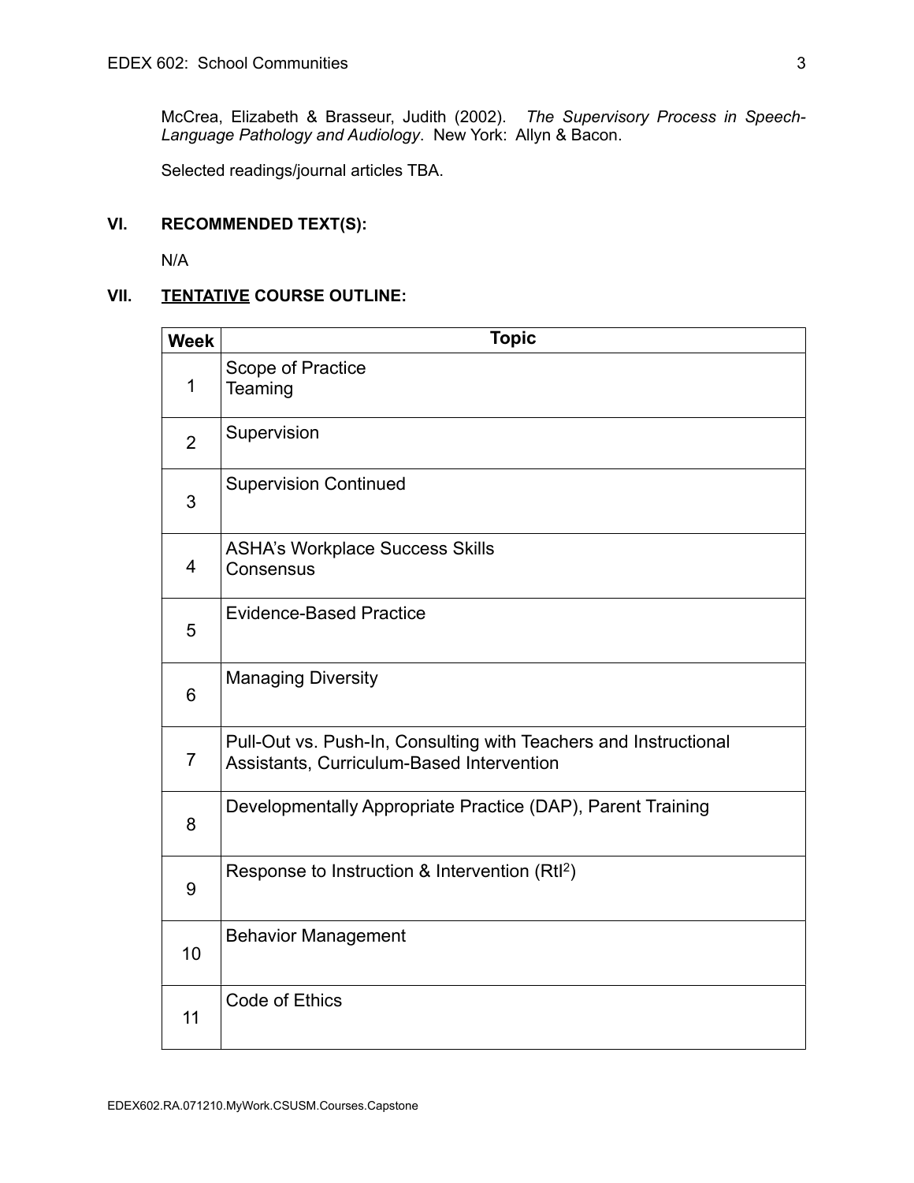McCrea, Elizabeth & Brasseur, Judith (2002). *The Supervisory Process in Speech-Language Pathology and Audiology*. New York: Allyn & Bacon.

Selected readings/journal articles TBA.

## VI. RECOMMENDED TEXT(S):

N/A

## VII. TENTATIVE COURSE OUTLINE:

| Week | Topic |
|---|---|
| 1 | Scope of Practice<br>Teaming |
| 2 | Supervision |
| 3 | Supervision Continued |
| 4 | ASHA's Workplace Success Skills<br>Consensus |
| 5 | Evidence-Based Practice |
| 6 | Managing Diversity |
| 7 | Pull-Out vs. Push-In, Consulting with Teachers and Instructional Assistants, Curriculum-Based Intervention |
| 8 | Developmentally Appropriate Practice (DAP), Parent Training |
| 9 | Response to Instruction & Intervention ($RtI^2$) |
| 10 | Behavior Management |
| 11 | Code of Ethics |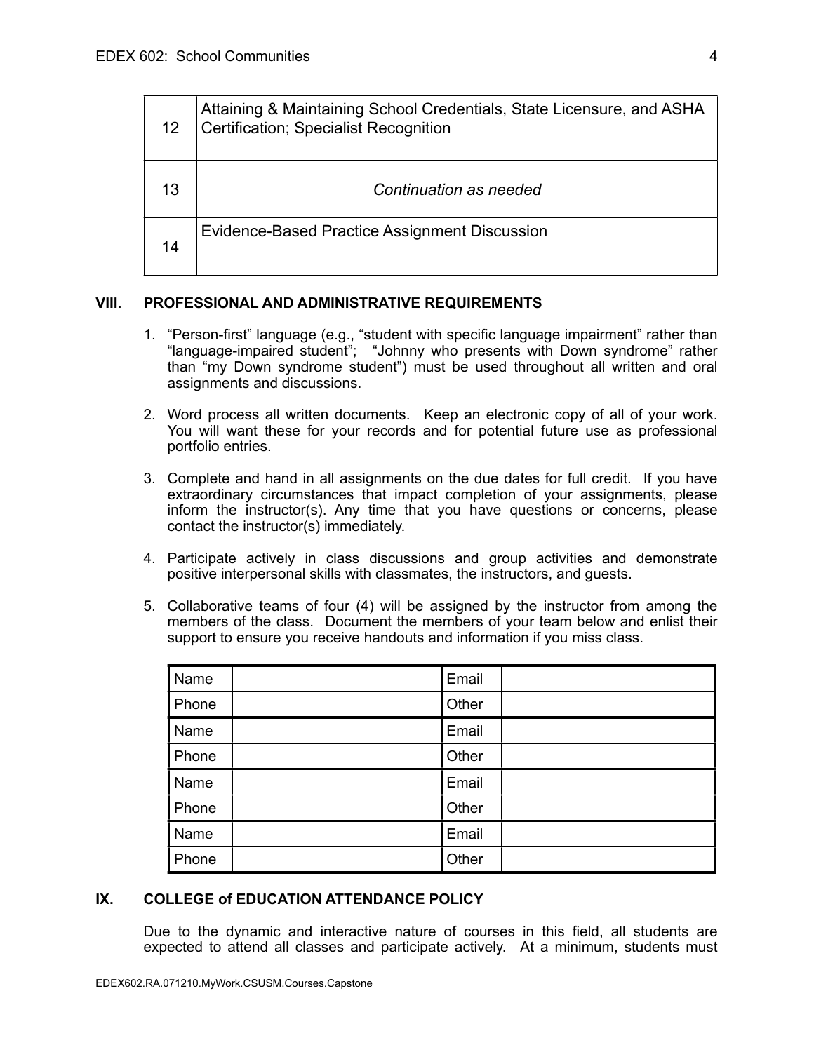| | |
|---|---|
| 12 | Attaining & Maintaining School Credentials, State Licensure, and ASHA Certification; Specialist Recognition |
| 13 | *Continuation as needed* |
| 14 | Evidence-Based Practice Assignment Discussion |

## VIII. PROFESSIONAL AND ADMINISTRATIVE REQUIREMENTS

1. "Person-first" language (e.g., "student with specific language impairment" rather than "language-impaired student"; "Johnny who presents with Down syndrome" rather than "my Down syndrome student") must be used throughout all written and oral assignments and discussions.

2. Word process all written documents. Keep an electronic copy of all of your work. You will want these for your records and for potential future use as professional portfolio entries.

3. Complete and hand in all assignments on the due dates for full credit. If you have extraordinary circumstances that impact completion of your assignments, please inform the instructor(s). Any time that you have questions or concerns, please contact the instructor(s) immediately.

4. Participate actively in class discussions and group activities and demonstrate positive interpersonal skills with classmates, the instructors, and guests.

5. Collaborative teams of four (4) will be assigned by the instructor from among the members of the class. Document the members of your team below and enlist their support to ensure you receive handouts and information if you miss class.

| | | | |
|---|---|---|---|
| Name | | Email | |
| Phone | | Other | |
| Name | | Email | |
| Phone | | Other | |
| Name | | Email | |
| Phone | | Other | |
| Name | | Email | |
| Phone | | Other | |

## IX. COLLEGE of EDUCATION ATTENDANCE POLICY

Due to the dynamic and interactive nature of courses in this field, all students are expected to attend all classes and participate actively. At a minimum, students must

EDEX602.RA.071210.MyWork.CSUSM.Courses.Capstone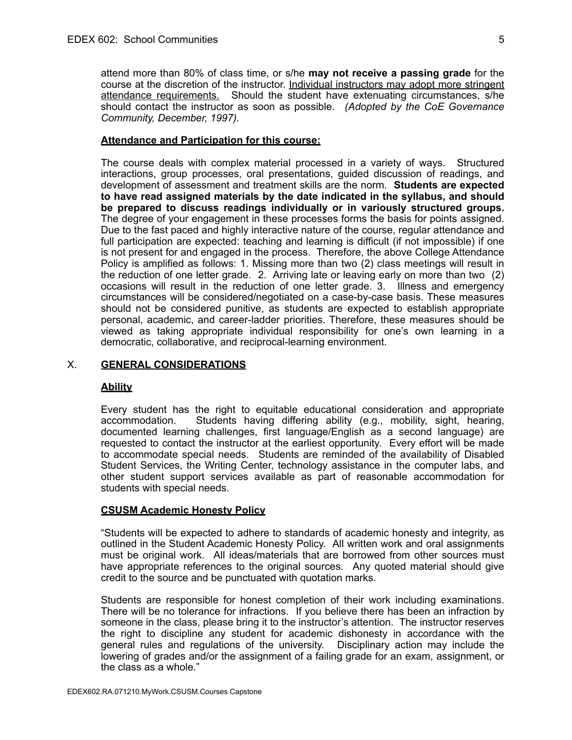attend more than 80% of class time, or s/he **may not receive a passing grade** for the course at the discretion of the instructor. Individual instructors may adopt more stringent attendance requirements. Should the student have extenuating circumstances, s/he should contact the instructor as soon as possible. *(Adopted by the CoE Governance Community, December, 1997).*

**Attendance and Participation for this course:**

The course deals with complex material processed in a variety of ways. Structured interactions, group processes, oral presentations, guided discussion of readings, and development of assessment and treatment skills are the norm. **Students are expected to have read assigned materials by the date indicated in the syllabus, and should be prepared to discuss readings individually or in variously structured groups.** The degree of your engagement in these processes forms the basis for points assigned. Due to the fast paced and highly interactive nature of the course, regular attendance and full participation are expected: teaching and learning is difficult (if not impossible) if one is not present for and engaged in the process. Therefore, the above College Attendance Policy is amplified as follows: 1. Missing more than two (2) class meetings will result in the reduction of one letter grade. 2. Arriving late or leaving early on more than two (2) occasions will result in the reduction of one letter grade. 3. Illness and emergency circumstances will be considered/negotiated on a case-by-case basis. These measures should not be considered punitive, as students are expected to establish appropriate personal, academic, and career-ladder priorities. Therefore, these measures should be viewed as taking appropriate individual responsibility for one's own learning in a democratic, collaborative, and reciprocal-learning environment.

## X. GENERAL CONSIDERATIONS

**Ability**

Every student has the right to equitable educational consideration and appropriate accommodation. Students having differing ability (e.g., mobility, sight, hearing, documented learning challenges, first language/English as a second language) are requested to contact the instructor at the earliest opportunity. Every effort will be made to accommodate special needs. Students are reminded of the availability of Disabled Student Services, the Writing Center, technology assistance in the computer labs, and other student support services available as part of reasonable accommodation for students with special needs.

**CSUSM Academic Honesty Policy**

"Students will be expected to adhere to standards of academic honesty and integrity, as outlined in the Student Academic Honesty Policy. All written work and oral assignments must be original work. All ideas/materials that are borrowed from other sources must have appropriate references to the original sources. Any quoted material should give credit to the source and be punctuated with quotation marks.

Students are responsible for honest completion of their work including examinations. There will be no tolerance for infractions. If you believe there has been an infraction by someone in the class, please bring it to the instructor's attention. The instructor reserves the right to discipline any student for academic dishonesty in accordance with the general rules and regulations of the university. Disciplinary action may include the lowering of grades and/or the assignment of a failing grade for an exam, assignment, or the class as a whole."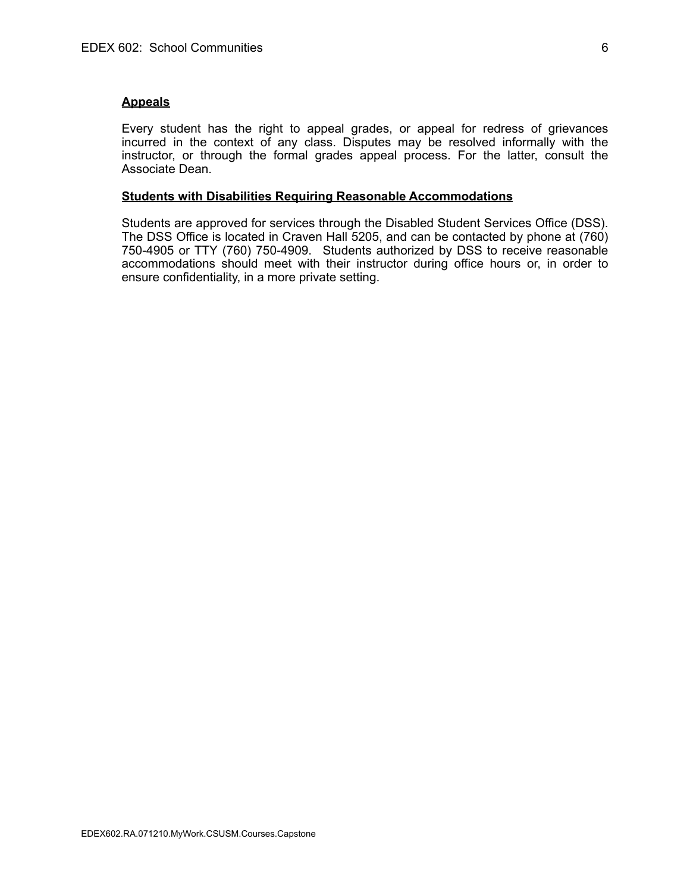## Appeals

Every student has the right to appeal grades, or appeal for redress of grievances incurred in the context of any class. Disputes may be resolved informally with the instructor, or through the formal grades appeal process. For the latter, consult the Associate Dean.

## Students with Disabilities Requiring Reasonable Accommodations

Students are approved for services through the Disabled Student Services Office (DSS). The DSS Office is located in Craven Hall 5205, and can be contacted by phone at (760) 750-4905 or TTY (760) 750-4909. Students authorized by DSS to receive reasonable accommodations should meet with their instructor during office hours or, in order to ensure confidentiality, in a more private setting.